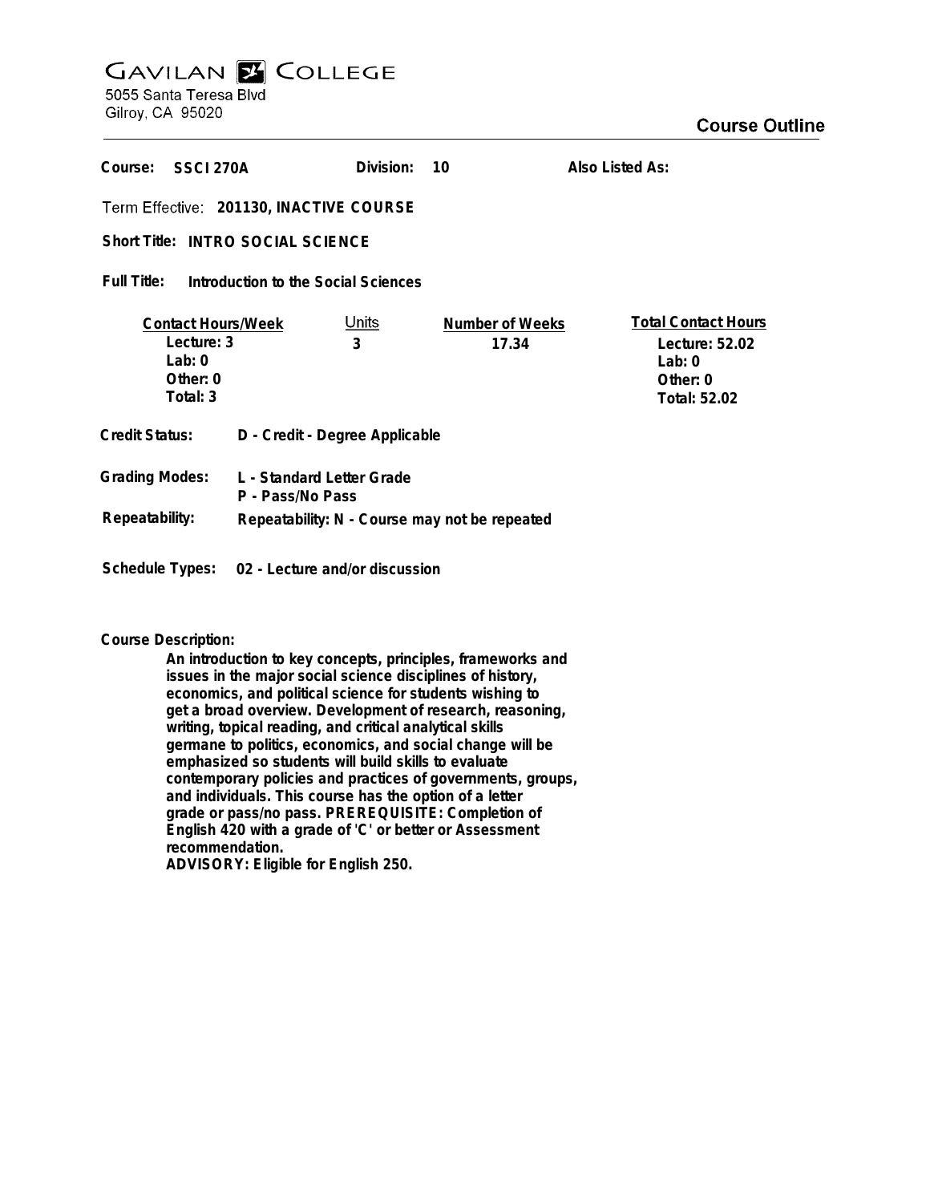# GAVILAN COLLEGE

5055 Santa Teresa Blvd
Gilroy, CA 95020

## Course Outline

**Course:** SSCI 270A **Division:** 10 **Also Listed As:**

**Term Effective:** 201130, INACTIVE COURSE

**Short Title:** INTRO SOCIAL SCIENCE

**Full Title:** Introduction to the Social Sciences

| Contact Hours/Week | Units | Number of Weeks | Total Contact Hours |
|---|---|---|---|
| Lecture: 3 | 3 | 17.34 | Lecture: 52.02 |
| Lab: 0 | | | Lab: 0 |
| Other: 0 | | | Other: 0 |
| Total: 3 | | | Total: 52.02 |

**Credit Status:** D - Credit - Degree Applicable

**Grading Modes:** L - Standard Letter Grade
P - Pass/No Pass

**Repeatability:** Repeatability: N - Course may not be repeated

**Schedule Types:** 02 - Lecture and/or discussion

**Course Description:**

An introduction to key concepts, principles, frameworks and issues in the major social science disciplines of history, economics, and political science for students wishing to get a broad overview. Development of research, reasoning, writing, topical reading, and critical analytical skills germane to politics, economics, and social change will be emphasized so students will build skills to evaluate contemporary policies and practices of governments, groups, and individuals. This course has the option of a letter grade or pass/no pass. PREREQUISITE: Completion of English 420 with a grade of 'C' or better or Assessment recommendation.
ADVISORY: Eligible for English 250.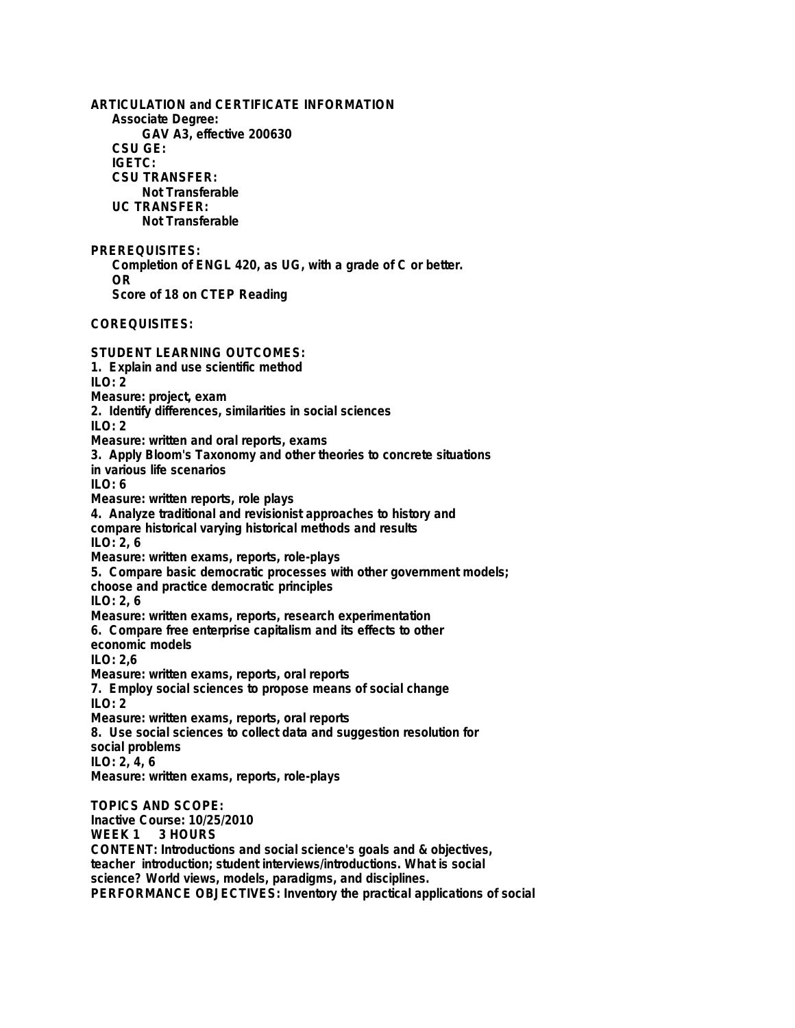**ARTICULATION and CERTIFICATE INFORMATION**

**Associate Degree:**

**GAV A3, effective 200630**

**CSU GE:**

**IGETC:**

**CSU TRANSFER:**

**Not Transferable**

**UC TRANSFER:**

**Not Transferable**

**PREREQUISITES:**

**Completion of ENGL 420, as UG, with a grade of C or better.**

**OR**

**Score of 18 on CTEP Reading**

**COREQUISITES:**

**STUDENT LEARNING OUTCOMES:**

**1. Explain and use scientific method**
**ILO: 2**
**Measure: project, exam**

**2. Identify differences, similarities in social sciences**
**ILO: 2**
**Measure: written and oral reports, exams**

**3. Apply Bloom's Taxonomy and other theories to concrete situations in various life scenarios**
**ILO: 6**
**Measure: written reports, role plays**

**4. Analyze traditional and revisionist approaches to history and compare historical varying historical methods and results**
**ILO: 2, 6**
**Measure: written exams, reports, role-plays**

**5. Compare basic democratic processes with other government models; choose and practice democratic principles**
**ILO: 2, 6**
**Measure: written exams, reports, research experimentation**

**6. Compare free enterprise capitalism and its effects to other economic models**
**ILO: 2,6**
**Measure: written exams, reports, oral reports**

**7. Employ social sciences to propose means of social change**
**ILO: 2**
**Measure: written exams, reports, oral reports**

**8. Use social sciences to collect data and suggestion resolution for social problems**
**ILO: 2, 4, 6**
**Measure: written exams, reports, role-plays**

**TOPICS AND SCOPE:**

**Inactive Course: 10/25/2010**

**WEEK 1 3 HOURS**

**CONTENT: Introductions and social science's goals and & objectives, teacher introduction; student interviews/introductions. What is social science? World views, models, paradigms, and disciplines.**

**PERFORMANCE OBJECTIVES: Inventory the practical applications of social**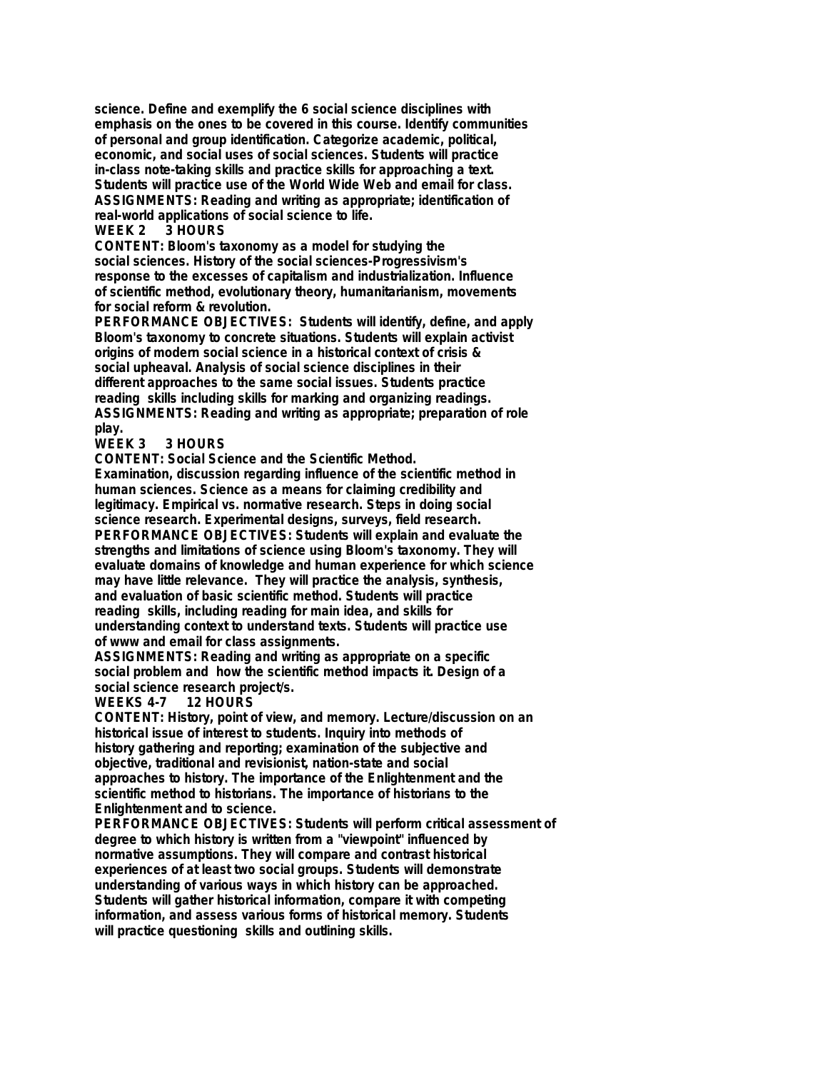science. Define and exemplify the 6 social science disciplines with emphasis on the ones to be covered in this course. Identify communities of personal and group identification. Categorize academic, political, economic, and social uses of social sciences. Students will practice in-class note-taking skills and practice skills for approaching a text. Students will practice use of the World Wide Web and email for class.
**ASSIGNMENTS:** Reading and writing as appropriate; identification of real-world applications of social science to life.

**WEEK 2 3 HOURS**

**CONTENT:** Bloom's taxonomy as a model for studying the social sciences. History of the social sciences-Progressivism's response to the excesses of capitalism and industrialization. Influence of scientific method, evolutionary theory, humanitarianism, movements for social reform & revolution.

**PERFORMANCE OBJECTIVES:** Students will identify, define, and apply Bloom's taxonomy to concrete situations. Students will explain activist origins of modern social science in a historical context of crisis & social upheaval. Analysis of social science disciplines in their different approaches to the same social issues. Students practice reading skills including skills for marking and organizing readings.

**ASSIGNMENTS:** Reading and writing as appropriate; preparation of role play.

**WEEK 3 3 HOURS**

**CONTENT:** Social Science and the Scientific Method. Examination, discussion regarding influence of the scientific method in human sciences. Science as a means for claiming credibility and legitimacy. Empirical vs. normative research. Steps in doing social science research. Experimental designs, surveys, field research.

**PERFORMANCE OBJECTIVES:** Students will explain and evaluate the strengths and limitations of science using Bloom's taxonomy. They will evaluate domains of knowledge and human experience for which science may have little relevance. They will practice the analysis, synthesis, and evaluation of basic scientific method. Students will practice reading skills, including reading for main idea, and skills for understanding context to understand texts. Students will practice use of www and email for class assignments.

**ASSIGNMENTS:** Reading and writing as appropriate on a specific social problem and how the scientific method impacts it. Design of a social science research project/s.

**WEEKS 4-7 12 HOURS**

**CONTENT:** History, point of view, and memory. Lecture/discussion on an historical issue of interest to students. Inquiry into methods of history gathering and reporting; examination of the subjective and objective, traditional and revisionist, nation-state and social approaches to history. The importance of the Enlightenment and the scientific method to historians. The importance of historians to the Enlightenment and to science.

**PERFORMANCE OBJECTIVES:** Students will perform critical assessment of degree to which history is written from a "viewpoint" influenced by normative assumptions. They will compare and contrast historical experiences of at least two social groups. Students will demonstrate understanding of various ways in which history can be approached. Students will gather historical information, compare it with competing information, and assess various forms of historical memory. Students will practice questioning skills and outlining skills.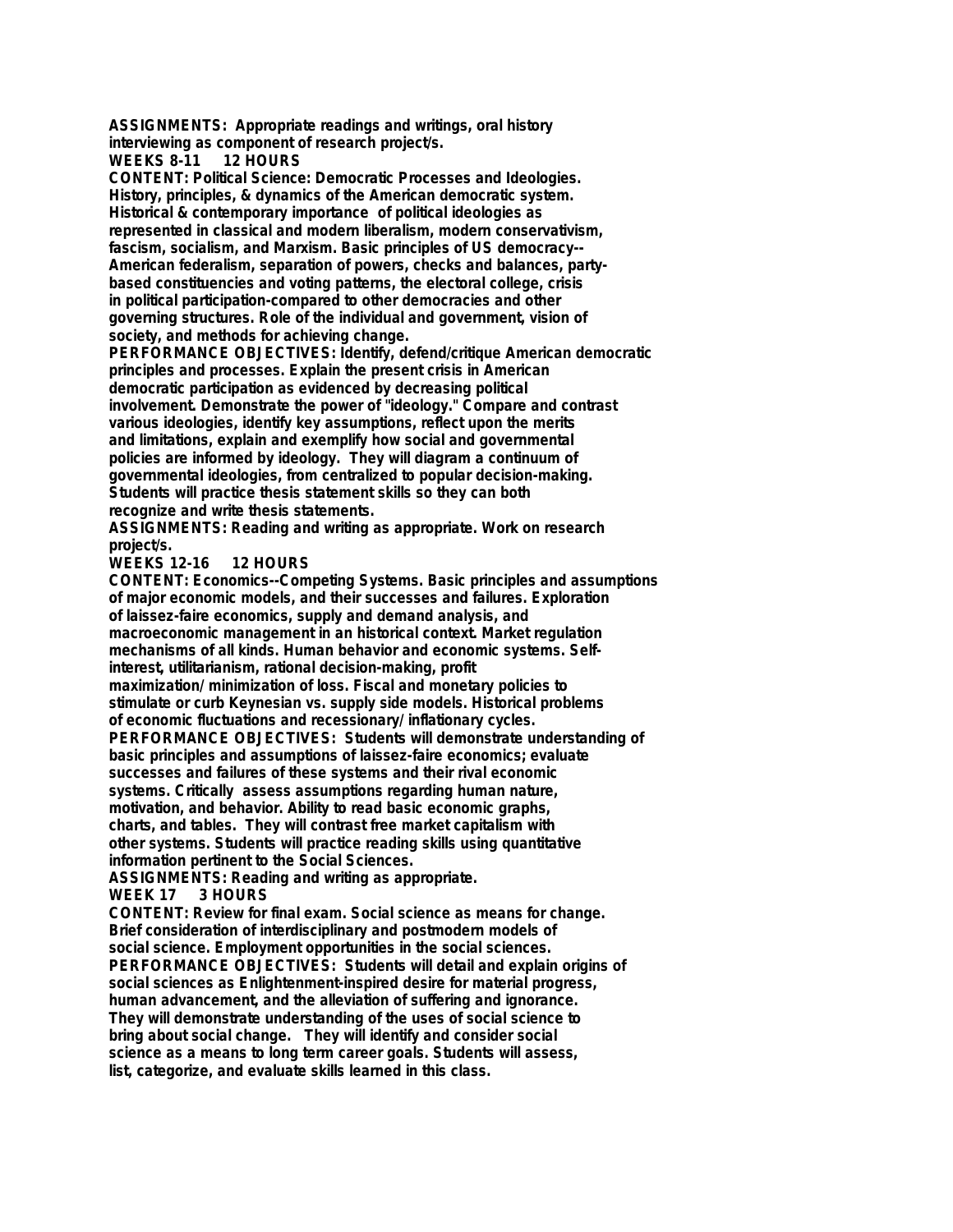**ASSIGNMENTS:** Appropriate readings and writings, oral history interviewing as component of research project/s.

**WEEKS 8-11 12 HOURS**

**CONTENT:** Political Science: Democratic Processes and Ideologies. History, principles, & dynamics of the American democratic system. Historical & contemporary importance of political ideologies as represented in classical and modern liberalism, modern conservativism, fascism, socialism, and Marxism. Basic principles of US democracy--American federalism, separation of powers, checks and balances, party-based constituencies and voting patterns, the electoral college, crisis in political participation-compared to other democracies and other governing structures. Role of the individual and government, vision of society, and methods for achieving change.

**PERFORMANCE OBJECTIVES:** Identify, defend/critique American democratic principles and processes. Explain the present crisis in American democratic participation as evidenced by decreasing political involvement. Demonstrate the power of "ideology." Compare and contrast various ideologies, identify key assumptions, reflect upon the merits and limitations, explain and exemplify how social and governmental policies are informed by ideology. They will diagram a continuum of governmental ideologies, from centralized to popular decision-making. Students will practice thesis statement skills so they can both recognize and write thesis statements.

**ASSIGNMENTS:** Reading and writing as appropriate. Work on research project/s.

**WEEKS 12-16 12 HOURS**

**CONTENT:** Economics--Competing Systems. Basic principles and assumptions of major economic models, and their successes and failures. Exploration of laissez-faire economics, supply and demand analysis, and macroeconomic management in an historical context. Market regulation mechanisms of all kinds. Human behavior and economic systems. Self-interest, utilitarianism, rational decision-making, profit maximization/ minimization of loss. Fiscal and monetary policies to stimulate or curb Keynesian vs. supply side models. Historical problems of economic fluctuations and recessionary/ inflationary cycles.

**PERFORMANCE OBJECTIVES:** Students will demonstrate understanding of basic principles and assumptions of laissez-faire economics; evaluate successes and failures of these systems and their rival economic systems. Critically assess assumptions regarding human nature, motivation, and behavior. Ability to read basic economic graphs, charts, and tables. They will contrast free market capitalism with other systems. Students will practice reading skills using quantitative information pertinent to the Social Sciences.

**ASSIGNMENTS:** Reading and writing as appropriate.

**WEEK 17 3 HOURS**

**CONTENT:** Review for final exam. Social science as means for change. Brief consideration of interdisciplinary and postmodern models of social science. Employment opportunities in the social sciences.

**PERFORMANCE OBJECTIVES:** Students will detail and explain origins of social sciences as Enlightenment-inspired desire for material progress, human advancement, and the alleviation of suffering and ignorance. They will demonstrate understanding of the uses of social science to bring about social change. They will identify and consider social science as a means to long term career goals. Students will assess, list, categorize, and evaluate skills learned in this class.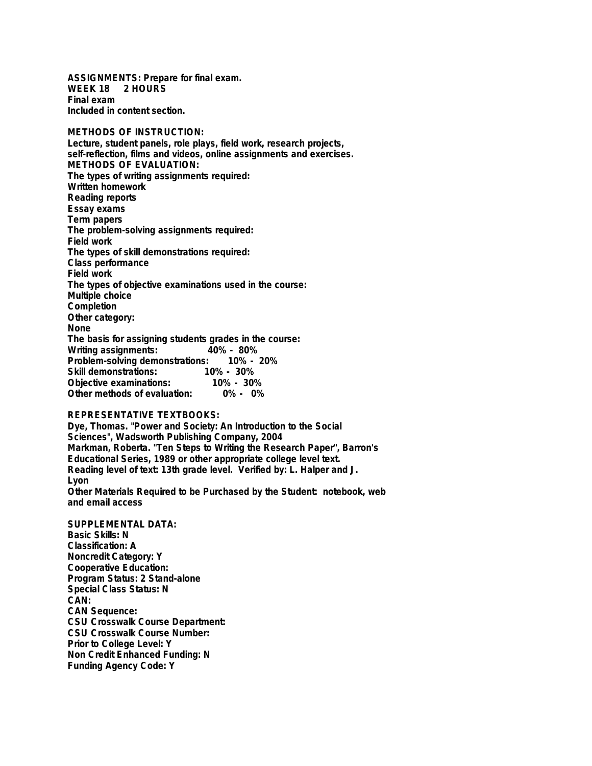**ASSIGNMENTS: Prepare for final exam.**
**WEEK 18 2 HOURS**
**Final exam**
**Included in content section.**

**METHODS OF INSTRUCTION:**
Lecture, student panels, role plays, field work, research projects, self-reflection, films and videos, online assignments and exercises.

**METHODS OF EVALUATION:**
The types of writing assignments required:
Written homework
Reading reports
Essay exams
Term papers
The problem-solving assignments required:
Field work
The types of skill demonstrations required:
Class performance
Field work
The types of objective examinations used in the course:
Multiple choice
Completion
Other category:
None
The basis for assigning students grades in the course:

| | |
|---|---|
| Writing assignments: | 40% - 80% |
| Problem-solving demonstrations: | 10% - 20% |
| Skill demonstrations: | 10% - 30% |
| Objective examinations: | 10% - 30% |
| Other methods of evaluation: | 0% - 0% |

**REPRESENTATIVE TEXTBOOKS:**
Dye, Thomas. "Power and Society: An Introduction to the Social Sciences", Wadsworth Publishing Company, 2004
Markman, Roberta. "Ten Steps to Writing the Research Paper", Barron's Educational Series, 1989 or other appropriate college level text.
Reading level of text: 13th grade level. Verified by: L. Halper and J. Lyon
Other Materials Required to be Purchased by the Student: notebook, web and email access

**SUPPLEMENTAL DATA:**
Basic Skills: N
Classification: A
Noncredit Category: Y
Cooperative Education:
Program Status: 2 Stand-alone
Special Class Status: N
CAN:
CAN Sequence:
CSU Crosswalk Course Department:
CSU Crosswalk Course Number:
Prior to College Level: Y
Non Credit Enhanced Funding: N
Funding Agency Code: Y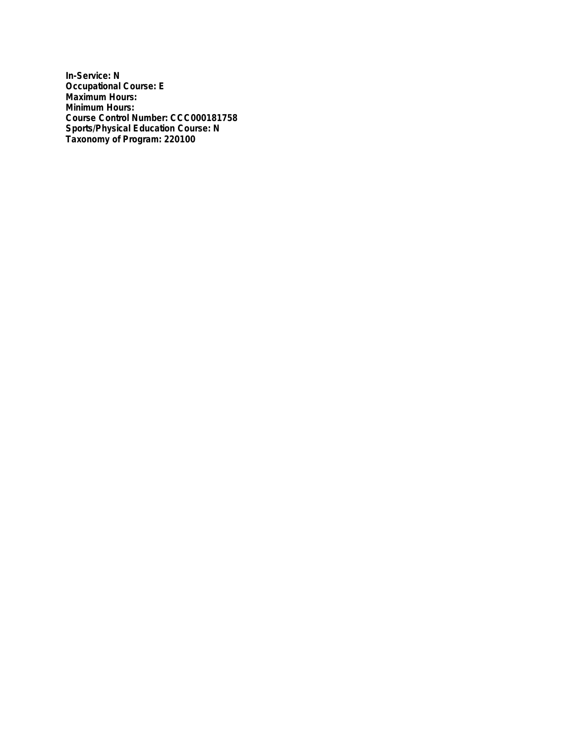**In-Service: N**
**Occupational Course: E**
**Maximum Hours:**
**Minimum Hours:**
**Course Control Number: CCC000181758**
**Sports/Physical Education Course: N**
**Taxonomy of Program: 220100**